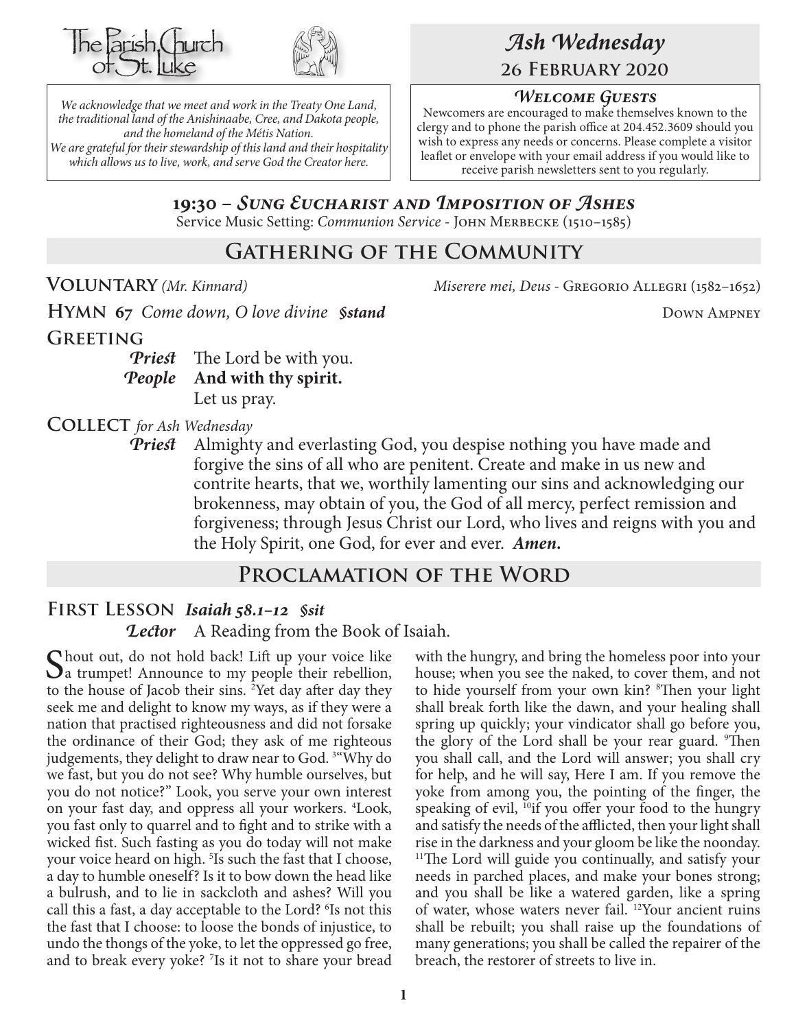The Parish Church of St. Luke

*We acknowledge that we meet and work in the Treaty One Land, the traditional land of the Anishinaabe, Cree, and Dakota people, and the homeland of the Métis Nation. We are grateful for their stewardship of this land and their hospitality which allows us to live, work, and serve God the Creator here.*

# *Ash Wednesday*

## 26 February 2020

### *Welcome Guests*

Newcomers are encouraged to make themselves known to the clergy and to phone the parish office at 204.452.3609 should you wish to express any needs or concerns. Please complete a visitor leaflet or envelope with your email address if you would like to receive parish newsletters sent to you regularly.

### 19:30 – *Sung Eucharist and Imposition of Ashes*

Service Music Setting: *Communion Service* - John Merbecke (1510–1585)

## Gathering of the Community

**Voluntary** *(Mr. Kinnard)* *Miserere mei, Deus* - Gregorio Allegri (1582–1652)

**Hymn 67** *Come down, O love divine* ***§stand*** Down Ampney

**Greeting**

***Priest*** The Lord be with you.
***People*** **And with thy spirit.**
Let us pray.

**Collect** *for Ash Wednesday*

***Priest*** Almighty and everlasting God, you despise nothing you have made and forgive the sins of all who are penitent. Create and make in us new and contrite hearts, that we, worthily lamenting our sins and acknowledging our brokenness, may obtain of you, the God of all mercy, perfect remission and forgiveness; through Jesus Christ our Lord, who lives and reigns with you and the Holy Spirit, one God, for ever and ever. ***Amen.***

## Proclamation of the Word

**First Lesson** ***Isaiah 58.1–12 §sit***

***Lector*** A Reading from the Book of Isaiah.

Shout out, do not hold back! Lift up your voice like a trumpet! Announce to my people their rebellion, to the house of Jacob their sins. [2]Yet day after day they seek me and delight to know my ways, as if they were a nation that practised righteousness and did not forsake the ordinance of their God; they ask of me righteous judgements, they delight to draw near to God. [3]"Why do we fast, but you do not see? Why humble ourselves, but you do not notice?" Look, you serve your own interest on your fast day, and oppress all your workers. [4]Look, you fast only to quarrel and to fight and to strike with a wicked fist. Such fasting as you do today will not make your voice heard on high. [5]Is such the fast that I choose, a day to humble oneself? Is it to bow down the head like a bulrush, and to lie in sackcloth and ashes? Will you call this a fast, a day acceptable to the Lord? [6]Is not this the fast that I choose: to loose the bonds of injustice, to undo the thongs of the yoke, to let the oppressed go free, and to break every yoke? [7]Is it not to share your bread with the hungry, and bring the homeless poor into your house; when you see the naked, to cover them, and not to hide yourself from your own kin? [8]Then your light shall break forth like the dawn, and your healing shall spring up quickly; your vindicator shall go before you, the glory of the Lord shall be your rear guard. [9]Then you shall call, and the Lord will answer; you shall cry for help, and he will say, Here I am. If you remove the yoke from among you, the pointing of the finger, the speaking of evil, [10]if you offer your food to the hungry and satisfy the needs of the afflicted, then your light shall rise in the darkness and your gloom be like the noonday. [11]The Lord will guide you continually, and satisfy your needs in parched places, and make your bones strong; and you shall be like a watered garden, like a spring of water, whose waters never fail. [12]Your ancient ruins shall be rebuilt; you shall raise up the foundations of many generations; you shall be called the repairer of the breach, the restorer of streets to live in.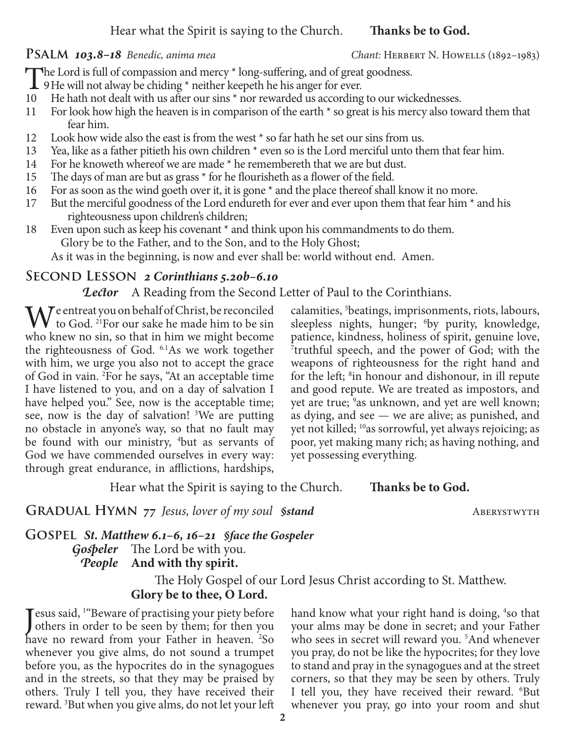Hear what the Spirit is saying to the Church. **Thanks be to God.**

## Psalm *103.8–18* *Benedic, anima mea* — *Chant:* Herbert N. Howells (1892–1983)

The Lord is full of compassion and mercy * long-suffering, and of great goodness.
9 He will not alway be chiding * neither keepeth he his anger for ever.
10 He hath not dealt with us after our sins * nor rewarded us according to our wickednesses.
11 For look how high the heaven is in comparison of the earth * so great is his mercy also toward them that fear him.
12 Look how wide also the east is from the west * so far hath he set our sins from us.
13 Yea, like as a father pitieth his own children * even so is the Lord merciful unto them that fear him.
14 For he knoweth whereof we are made * he remembereth that we are but dust.
15 The days of man are but as grass * for he flourisheth as a flower of the field.
16 For as soon as the wind goeth over it, it is gone * and the place thereof shall know it no more.
17 But the merciful goodness of the Lord endureth for ever and ever upon them that fear him * and his righteousness upon children's children;
18 Even upon such as keep his covenant * and think upon his commandments to do them.
Glory be to the Father, and to the Son, and to the Holy Ghost;
As it was in the beginning, is now and ever shall be: world without end. Amen.

## Second Lesson *2 Corinthians 5.20b–6.10*

***Lector*** A Reading from the Second Letter of Paul to the Corinthians.

We entreat you on behalf of Christ, be reconciled to God. [21]For our sake he made him to be sin who knew no sin, so that in him we might become the righteousness of God. [6.1]As we work together with him, we urge you also not to accept the grace of God in vain. [2]For he says, "At an acceptable time I have listened to you, and on a day of salvation I have helped you." See, now is the acceptable time; see, now is the day of salvation! [3]We are putting no obstacle in anyone's way, so that no fault may be found with our ministry, [4]but as servants of God we have commended ourselves in every way: through great endurance, in afflictions, hardships, calamities, [5]beatings, imprisonments, riots, labours, sleepless nights, hunger; [6]by purity, knowledge, patience, kindness, holiness of spirit, genuine love, [7]truthful speech, and the power of God; with the weapons of righteousness for the right hand and for the left; [8]in honour and dishonour, in ill repute and good repute. We are treated as impostors, and yet are true; [9]as unknown, and yet are well known; as dying, and see — we are alive; as punished, and yet not killed; [10]as sorrowful, yet always rejoicing; as poor, yet making many rich; as having nothing, and yet possessing everything.

Hear what the Spirit is saying to the Church. **Thanks be to God.**

## Gradual Hymn 77 *Jesus, lover of my soul* *§stand* — Aberystwyth

## Gospel *St. Matthew 6.1–6, 16–21* *§face the Gospeler*

***Gospeler*** The Lord be with you.
***People*** **And with thy spirit.**

The Holy Gospel of our Lord Jesus Christ according to St. Matthew.
**Glory be to thee, O Lord.**

Jesus said, [1]"Beware of practising your piety before others in order to be seen by them; for then you have no reward from your Father in heaven. [2]So whenever you give alms, do not sound a trumpet before you, as the hypocrites do in the synagogues and in the streets, so that they may be praised by others. Truly I tell you, they have received their reward. [3]But when you give alms, do not let your left hand know what your right hand is doing, [4]so that your alms may be done in secret; and your Father who sees in secret will reward you. [5]And whenever you pray, do not be like the hypocrites; for they love to stand and pray in the synagogues and at the street corners, so that they may be seen by others. Truly I tell you, they have received their reward. [6]But whenever you pray, go into your room and shut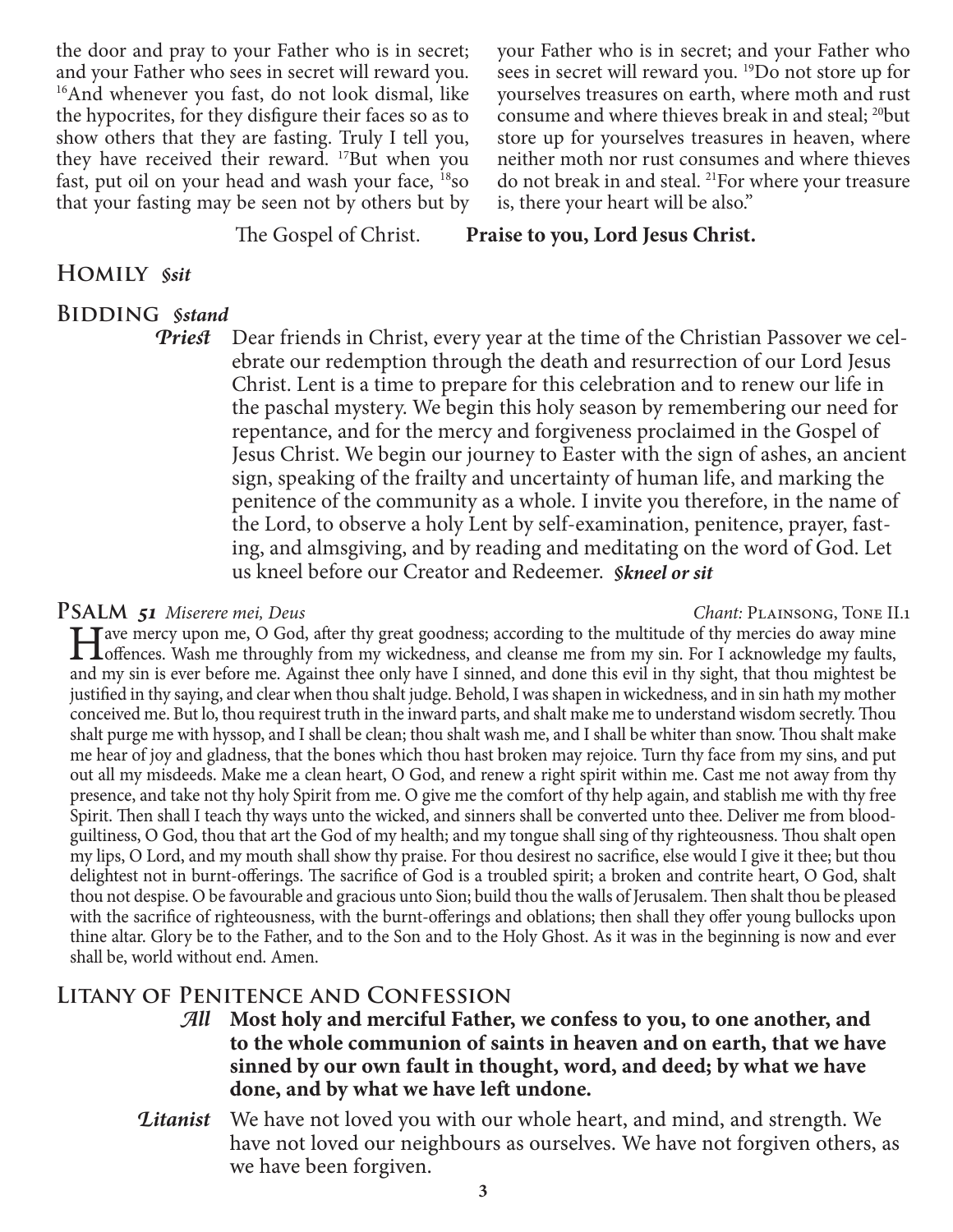the door and pray to your Father who is in secret; and your Father who sees in secret will reward you. [16]And whenever you fast, do not look dismal, like the hypocrites, for they disfigure their faces so as to show others that they are fasting. Truly I tell you, they have received their reward. [17]But when you fast, put oil on your head and wash your face, [18]so that your fasting may be seen not by others but by your Father who is in secret; and your Father who sees in secret will reward you. [19]Do not store up for yourselves treasures on earth, where moth and rust consume and where thieves break in and steal; [20]but store up for yourselves treasures in heaven, where neither moth nor rust consumes and where thieves do not break in and steal. [21]For where your treasure is, there your heart will be also."

The Gospel of Christ. **Praise to you, Lord Jesus Christ.**

## Homily *§sit*

## Bidding *§stand*

*Priest* Dear friends in Christ, every year at the time of the Christian Passover we celebrate our redemption through the death and resurrection of our Lord Jesus Christ. Lent is a time to prepare for this celebration and to renew our life in the paschal mystery. We begin this holy season by remembering our need for repentance, and for the mercy and forgiveness proclaimed in the Gospel of Jesus Christ. We begin our journey to Easter with the sign of ashes, an ancient sign, speaking of the frailty and uncertainty of human life, and marking the penitence of the community as a whole. I invite you therefore, in the name of the Lord, to observe a holy Lent by self-examination, penitence, prayer, fasting, and almsgiving, and by reading and meditating on the word of God. Let us kneel before our Creator and Redeemer. ***§kneel or sit***

## Psalm *51* *Miserere mei, Deus*

*Chant:* Plainsong, Tone II.1

Have mercy upon me, O God, after thy great goodness; according to the multitude of thy mercies do away mine offences. Wash me throughly from my wickedness, and cleanse me from my sin. For I acknowledge my faults, and my sin is ever before me. Against thee only have I sinned, and done this evil in thy sight, that thou mightest be justified in thy saying, and clear when thou shalt judge. Behold, I was shapen in wickedness, and in sin hath my mother conceived me. But lo, thou requirest truth in the inward parts, and shalt make me to understand wisdom secretly. Thou shalt purge me with hyssop, and I shall be clean; thou shalt wash me, and I shall be whiter than snow. Thou shalt make me hear of joy and gladness, that the bones which thou hast broken may rejoice. Turn thy face from my sins, and put out all my misdeeds. Make me a clean heart, O God, and renew a right spirit within me. Cast me not away from thy presence, and take not thy holy Spirit from me. O give me the comfort of thy help again, and stablish me with thy free Spirit. Then shall I teach thy ways unto the wicked, and sinners shall be converted unto thee. Deliver me from blood-guiltiness, O God, thou that art the God of my health; and my tongue shall sing of thy righteousness. Thou shalt open my lips, O Lord, and my mouth shall show thy praise. For thou desirest no sacrifice, else would I give it thee; but thou delightest not in burnt-offerings. The sacrifice of God is a troubled spirit; a broken and contrite heart, O God, shalt thou not despise. O be favourable and gracious unto Sion; build thou the walls of Jerusalem. Then shalt thou be pleased with the sacrifice of righteousness, with the burnt-offerings and oblations; then shall they offer young bullocks upon thine altar. Glory be to the Father, and to the Son and to the Holy Ghost. As it was in the beginning is now and ever shall be, world without end. Amen.

## Litany of Penitence and Confession

*All* **Most holy and merciful Father, we confess to you, to one another, and to the whole communion of saints in heaven and on earth, that we have sinned by our own fault in thought, word, and deed; by what we have done, and by what we have left undone.**

*Litanist* We have not loved you with our whole heart, and mind, and strength. We have not loved our neighbours as ourselves. We have not forgiven others, as we have been forgiven.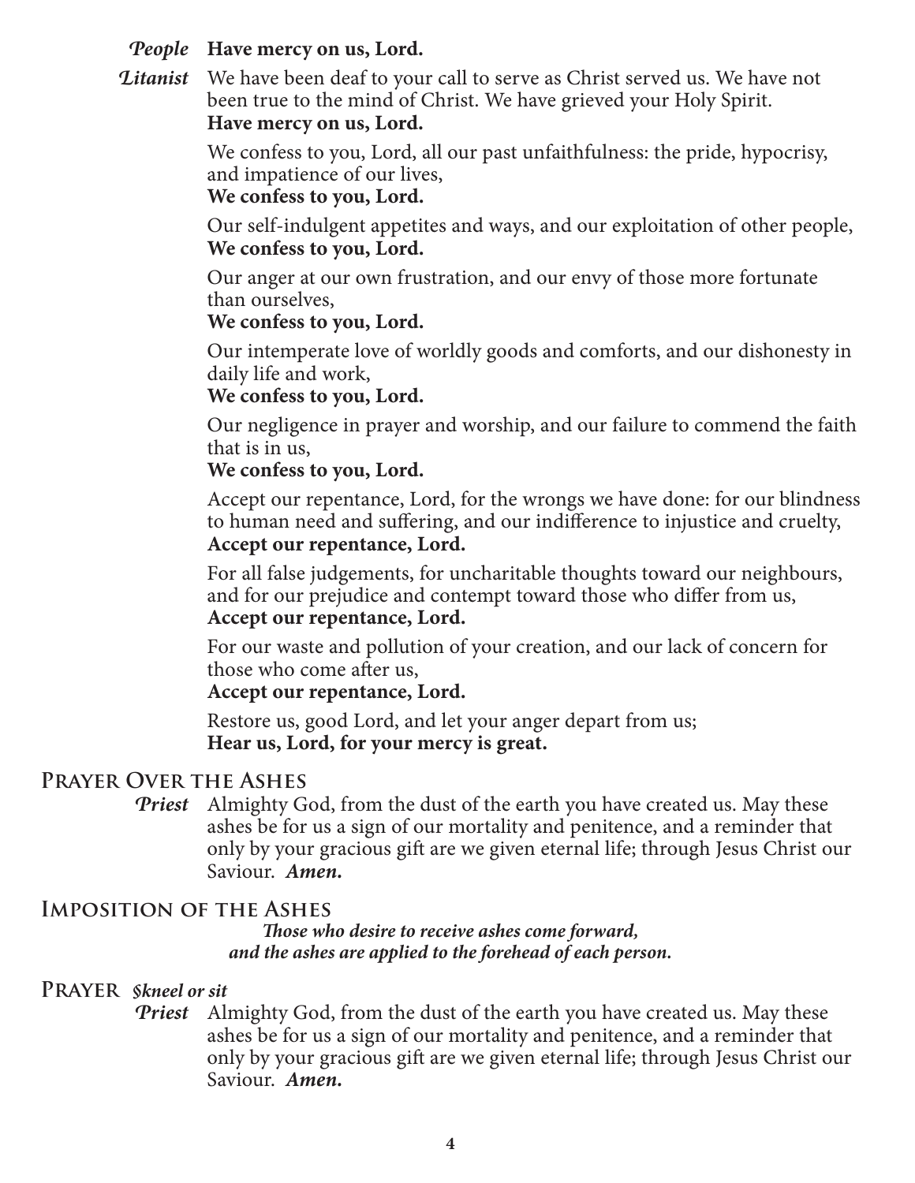*People* **Have mercy on us, Lord.**

*Litanist* We have been deaf to your call to serve as Christ served us. We have not been true to the mind of Christ. We have grieved your Holy Spirit.
**Have mercy on us, Lord.**

We confess to you, Lord, all our past unfaithfulness: the pride, hypocrisy, and impatience of our lives,
**We confess to you, Lord.**

Our self-indulgent appetites and ways, and our exploitation of other people,
**We confess to you, Lord.**

Our anger at our own frustration, and our envy of those more fortunate than ourselves,
**We confess to you, Lord.**

Our intemperate love of worldly goods and comforts, and our dishonesty in daily life and work,
**We confess to you, Lord.**

Our negligence in prayer and worship, and our failure to commend the faith that is in us,
**We confess to you, Lord.**

Accept our repentance, Lord, for the wrongs we have done: for our blindness to human need and suffering, and our indifference to injustice and cruelty,
**Accept our repentance, Lord.**

For all false judgements, for uncharitable thoughts toward our neighbours, and for our prejudice and contempt toward those who differ from us,
**Accept our repentance, Lord.**

For our waste and pollution of your creation, and our lack of concern for those who come after us,
**Accept our repentance, Lord.**

Restore us, good Lord, and let your anger depart from us;
**Hear us, Lord, for your mercy is great.**

## Prayer Over the Ashes

*Priest* Almighty God, from the dust of the earth you have created us. May these ashes be for us a sign of our mortality and penitence, and a reminder that only by your gracious gift are we given eternal life; through Jesus Christ our Saviour. ***Amen.***

## Imposition of the Ashes

***Those who desire to receive ashes come forward, and the ashes are applied to the forehead of each person.***

## Prayer ***§kneel or sit***

*Priest* Almighty God, from the dust of the earth you have created us. May these ashes be for us a sign of our mortality and penitence, and a reminder that only by your gracious gift are we given eternal life; through Jesus Christ our Saviour. ***Amen.***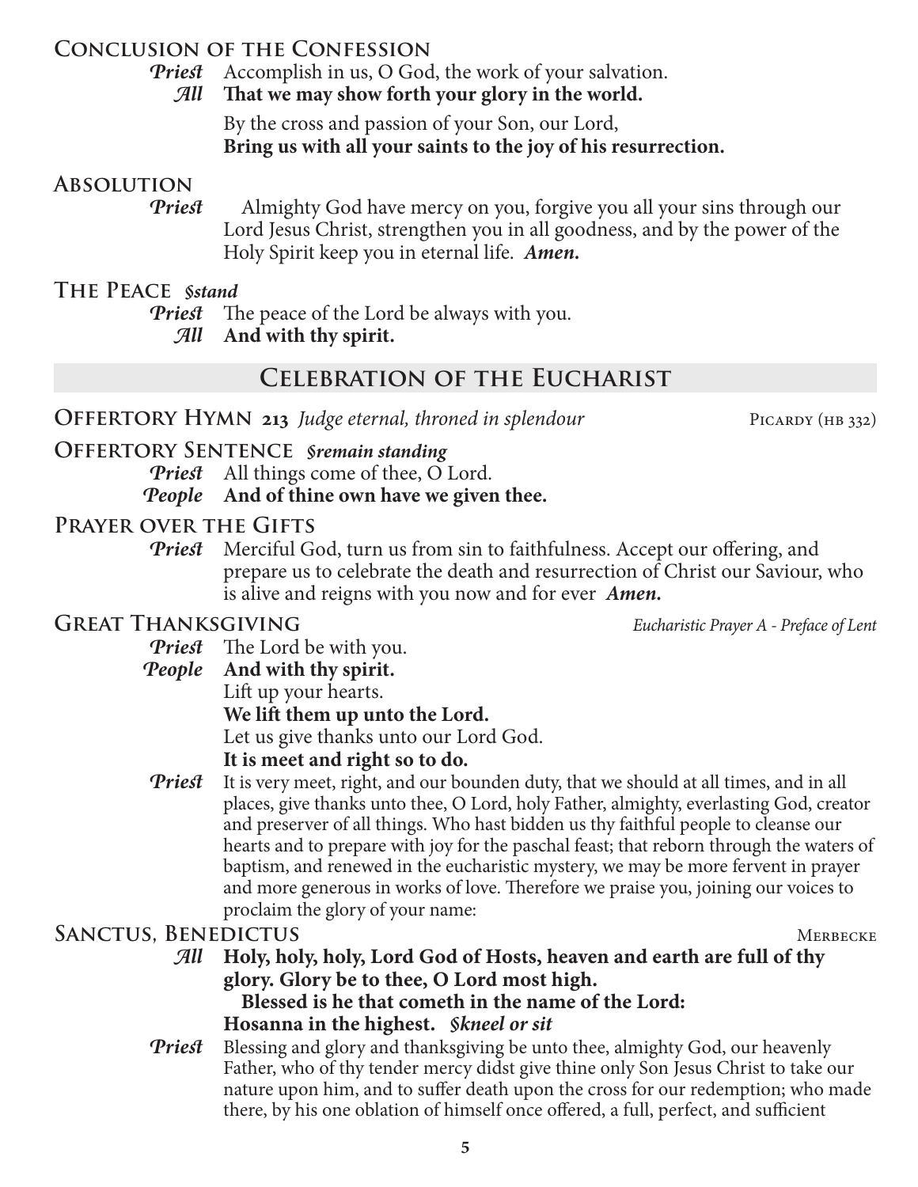### Conclusion of the Confession

*Priest* Accomplish in us, O God, the work of your salvation.
*All* **That we may show forth your glory in the world.**

By the cross and passion of your Son, our Lord,
**Bring us with all your saints to the joy of his resurrection.**

### Absolution

*Priest* Almighty God have mercy on you, forgive you all your sins through our Lord Jesus Christ, strengthen you in all goodness, and by the power of the Holy Spirit keep you in eternal life. ***Amen.***

### The Peace *§stand*

*Priest* The peace of the Lord be always with you.
*All* **And with thy spirit.**

## Celebration of the Eucharist

### Offertory Hymn 213 *Judge eternal, throned in splendour* Picardy (hb 332)

### Offertory Sentence *§remain standing*

*Priest* All things come of thee, O Lord.
*People* **And of thine own have we given thee.**

### Prayer over the Gifts

*Priest* Merciful God, turn us from sin to faithfulness. Accept our offering, and prepare us to celebrate the death and resurrection of Christ our Saviour, who is alive and reigns with you now and for ever ***Amen.***

### Great Thanksgiving *Eucharistic Prayer A - Preface of Lent*

*Priest* The Lord be with you.
*People* **And with thy spirit.**

Lift up your hearts.
**We lift them up unto the Lord.**
Let us give thanks unto our Lord God.
**It is meet and right so to do.**

*Priest* It is very meet, right, and our bounden duty, that we should at all times, and in all places, give thanks unto thee, O Lord, holy Father, almighty, everlasting God, creator and preserver of all things. Who hast bidden us thy faithful people to cleanse our hearts and to prepare with joy for the paschal feast; that reborn through the waters of baptism, and renewed in the eucharistic mystery, we may be more fervent in prayer and more generous in works of love. Therefore we praise you, joining our voices to proclaim the glory of your name:

### Sanctus, Benedictus Merbecke

*All* **Holy, holy, holy, Lord God of Hosts, heaven and earth are full of thy glory. Glory be to thee, O Lord most high.**
**Blessed is he that cometh in the name of the Lord:**
**Hosanna in the highest.** ***§kneel or sit***

*Priest* Blessing and glory and thanksgiving be unto thee, almighty God, our heavenly Father, who of thy tender mercy didst give thine only Son Jesus Christ to take our nature upon him, and to suffer death upon the cross for our redemption; who made there, by his one oblation of himself once offered, a full, perfect, and sufficient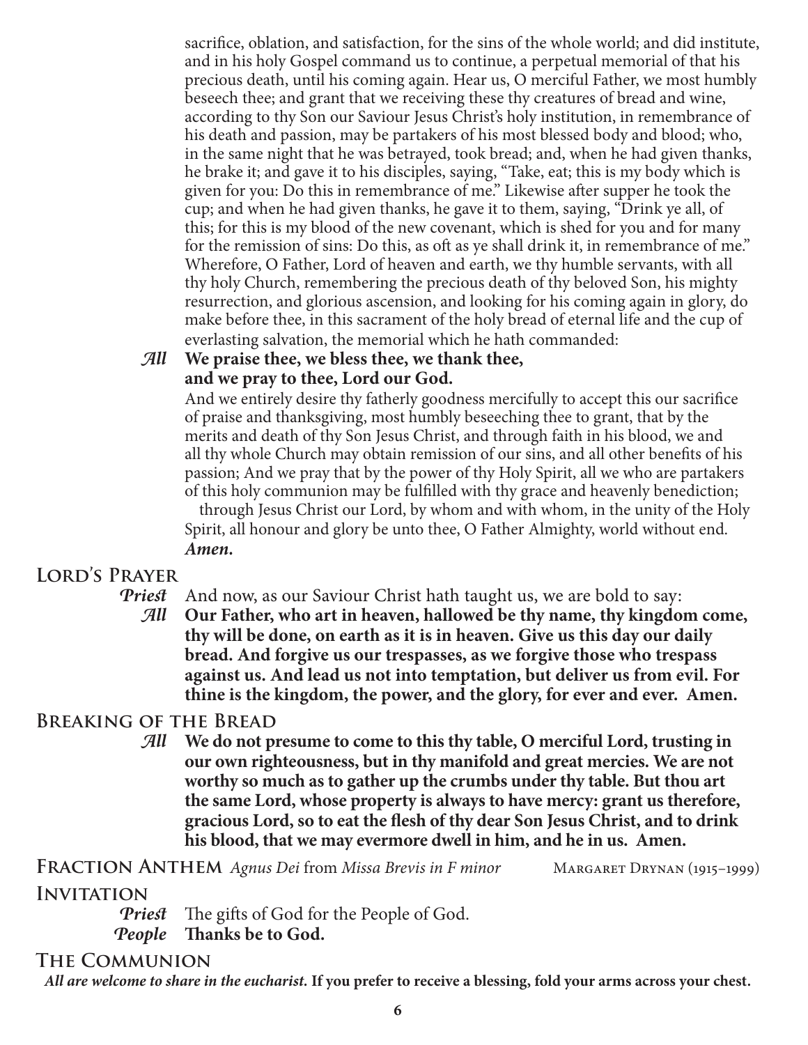sacrifice, oblation, and satisfaction, for the sins of the whole world; and did institute, and in his holy Gospel command us to continue, a perpetual memorial of that his precious death, until his coming again. Hear us, O merciful Father, we most humbly beseech thee; and grant that we receiving these thy creatures of bread and wine, according to thy Son our Saviour Jesus Christ's holy institution, in remembrance of his death and passion, may be partakers of his most blessed body and blood; who, in the same night that he was betrayed, took bread; and, when he had given thanks, he brake it; and gave it to his disciples, saying, "Take, eat; this is my body which is given for you: Do this in remembrance of me." Likewise after supper he took the cup; and when he had given thanks, he gave it to them, saying, "Drink ye all, of this; for this is my blood of the new covenant, which is shed for you and for many for the remission of sins: Do this, as oft as ye shall drink it, in remembrance of me." Wherefore, O Father, Lord of heaven and earth, we thy humble servants, with all thy holy Church, remembering the precious death of thy beloved Son, his mighty resurrection, and glorious ascension, and looking for his coming again in glory, do make before thee, in this sacrament of the holy bread of eternal life and the cup of everlasting salvation, the memorial which he hath commanded:

*All* **We praise thee, we bless thee, we thank thee, and we pray to thee, Lord our God.**

And we entirely desire thy fatherly goodness mercifully to accept this our sacrifice of praise and thanksgiving, most humbly beseeching thee to grant, that by the merits and death of thy Son Jesus Christ, and through faith in his blood, we and all thy whole Church may obtain remission of our sins, and all other benefits of his passion; And we pray that by the power of thy Holy Spirit, all we who are partakers of this holy communion may be fulfilled with thy grace and heavenly benediction; through Jesus Christ our Lord, by whom and with whom, in the unity of the Holy Spirit, all honour and glory be unto thee, O Father Almighty, world without end. ***Amen.***

## Lord's Prayer

*Priest* And now, as our Saviour Christ hath taught us, we are bold to say:

*All* **Our Father, who art in heaven, hallowed be thy name, thy kingdom come, thy will be done, on earth as it is in heaven. Give us this day our daily bread. And forgive us our trespasses, as we forgive those who trespass against us. And lead us not into temptation, but deliver us from evil. For thine is the kingdom, the power, and the glory, for ever and ever. Amen.**

## Breaking of the Bread

*All* **We do not presume to come to this thy table, O merciful Lord, trusting in our own righteousness, but in thy manifold and great mercies. We are not worthy so much as to gather up the crumbs under thy table. But thou art the same Lord, whose property is always to have mercy: grant us therefore, gracious Lord, so to eat the flesh of thy dear Son Jesus Christ, and to drink his blood, that we may evermore dwell in him, and he in us. Amen.**

## Fraction Anthem *Agnus Dei* from *Missa Brevis in F minor* — Margaret Drynan (1915–1999)

## Invitation

*Priest* The gifts of God for the People of God.

*People* **Thanks be to God.**

## The Communion

***All are welcome to share in the eucharist.* If you prefer to receive a blessing, fold your arms across your chest.**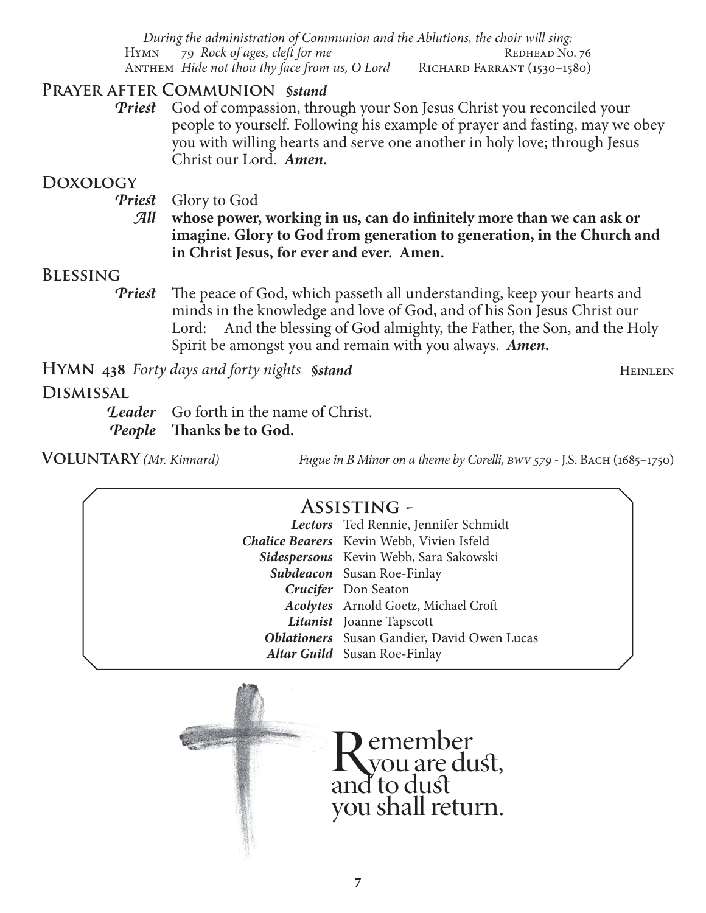*During the administration of Communion and the Ablutions, the choir will sing:*

Hymn 79 *Rock of ages, cleft for me* — Redhead No. 76

Anthem *Hide not thou thy face from us, O Lord* — Richard Farrant (1530–1580)

## Prayer after Communion *§stand*

***Priest*** God of compassion, through your Son Jesus Christ you reconciled your people to yourself. Following his example of prayer and fasting, may we obey you with willing hearts and serve one another in holy love; through Jesus Christ our Lord. ***Amen.***

## Doxology

***Priest*** Glory to God

***All*** **whose power, working in us, can do infinitely more than we can ask or imagine. Glory to God from generation to generation, in the Church and in Christ Jesus, for ever and ever. Amen.**

## Blessing

***Priest*** The peace of God, which passeth all understanding, keep your hearts and minds in the knowledge and love of God, and of his Son Jesus Christ our Lord: And the blessing of God almighty, the Father, the Son, and the Holy Spirit be amongst you and remain with you always. ***Amen.***

## Hymn 438 *Forty days and forty nights* *§stand* — Heinlein

## Dismissal

***Leader*** Go forth in the name of Christ.

***People*** **Thanks be to God.**

**Voluntary** *(Mr. Kinnard)* *Fugue in B Minor on a theme by Corelli, BWV 579* - J.S. Bach (1685–1750)

## Assisting -

***Lectors*** Ted Rennie, Jennifer Schmidt

***Chalice Bearers*** Kevin Webb, Vivien Isfeld

***Sidespersons*** Kevin Webb, Sara Sakowski

***Subdeacon*** Susan Roe-Finlay

***Crucifer*** Don Seaton

***Acolytes*** Arnold Goetz, Michael Croft

***Litanist*** Joanne Tapscott

***Oblationers*** Susan Gandier, David Owen Lucas

***Altar Guild*** Susan Roe-Finlay

Remember you are dust, and to dust you shall return.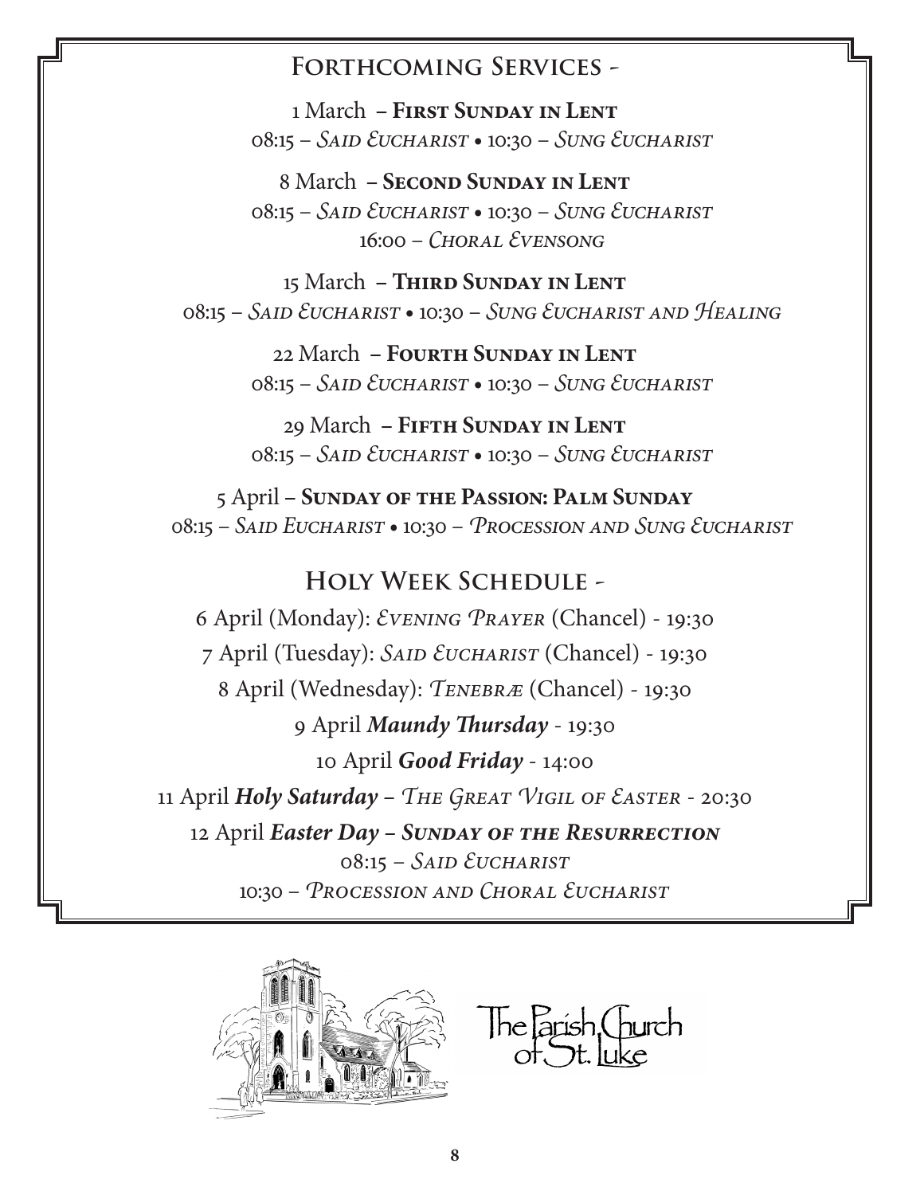## Forthcoming Services -

1 March – **First Sunday in Lent**
08:15 – *Said Eucharist* • 10:30 – *Sung Eucharist*

8 March – **Second Sunday in Lent**
08:15 – *Said Eucharist* • 10:30 – *Sung Eucharist*
16:00 – *Choral Evensong*

15 March – **Third Sunday in Lent**
08:15 – *Said Eucharist* • 10:30 – *Sung Eucharist and Healing*

22 March – **Fourth Sunday in Lent**
08:15 – *Said Eucharist* • 10:30 – *Sung Eucharist*

29 March – **Fifth Sunday in Lent**
08:15 – *Said Eucharist* • 10:30 – *Sung Eucharist*

5 April – **Sunday of the Passion: Palm Sunday**
08:15 – *Said Eucharist* • 10:30 – *Procession and Sung Eucharist*

## Holy Week Schedule -

6 April (Monday): *Evening Prayer* (Chancel) - 19:30

7 April (Tuesday): *Said Eucharist* (Chancel) - 19:30

8 April (Wednesday): *Tenebræ* (Chancel) - 19:30

9 April ***Maundy Thursday*** - 19:30

10 April ***Good Friday*** - 14:00

11 April ***Holy Saturday*** – *The Great Vigil of Easter* - 20:30

12 April ***Easter Day – Sunday of the Resurrection***
08:15 – *Said Eucharist*
10:30 – *Procession and Choral Eucharist*

The Parish Church of St. Luke